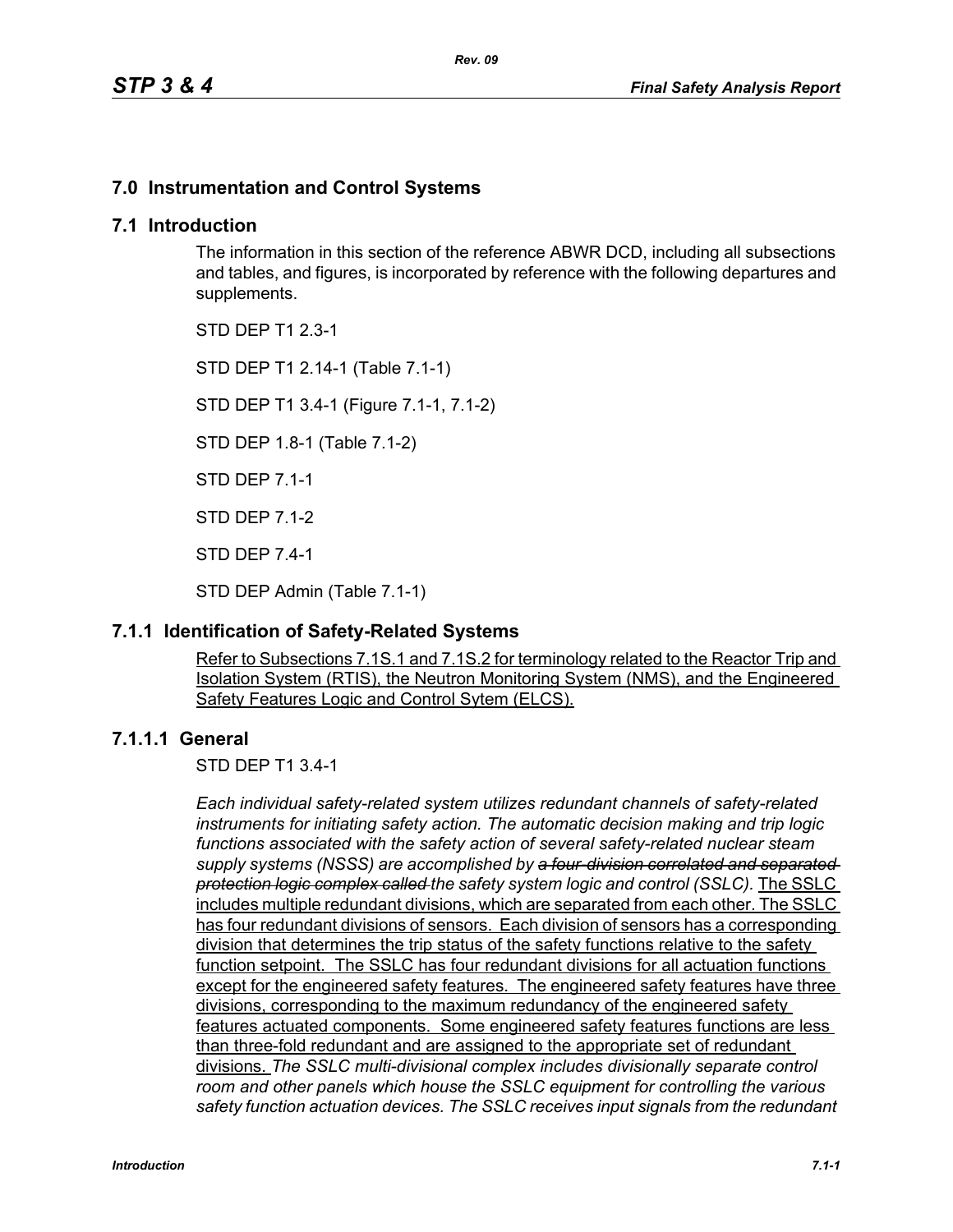# 7.0 Instrumentation and Control Systems

## 7.1 Introduction

The information in this section of the reference ABWR DCD, including all subsections and tables, and figures, is incorporated by reference with the following departures and supplements.

STD DEP T1 2.3-1

STD DEP T1 2.14-1 (Table 7.1-1)

STD DEP T1 3.4-1 (Figure 7.1-1, 7.1-2)

STD DEP 1.8-1 (Table 7.1-2)

STD DEP 7.1-1

STD DEP 7.1-2

STD DEP 7.4-1

STD DEP Admin (Table 7.1-1)

### 7.1.1 Identification of Safety-Related Systems

Refer to Subsections 7.1S.1 and 7.1S.2 for terminology related to the Reactor Trip and Isolation System (RTIS), the Neutron Monitoring System (NMS), and the Engineered Safety Features Logic and Control Sytem (ELCS).

#### 7.1.1.1 General

STD DEP T1 3.4-1

*Each individual safety-related system utilizes redundant channels of safety-related instruments for initiating safety action. The automatic decision making and trip logic functions associated with the safety action of several safety-related nuclear steam supply systems (NSSS) are accomplished by ~~a four-division correlated and separated protection logic complex called~~ the safety system logic and control (SSLC).* The SSLC includes multiple redundant divisions, which are separated from each other. The SSLC has four redundant divisions of sensors. Each division of sensors has a corresponding division that determines the trip status of the safety functions relative to the safety function setpoint. The SSLC has four redundant divisions for all actuation functions except for the engineered safety features. The engineered safety features have three divisions, corresponding to the maximum redundancy of the engineered safety features actuated components. Some engineered safety features functions are less than three-fold redundant and are assigned to the appropriate set of redundant divisions. *The SSLC multi-divisional complex includes divisionally separate control room and other panels which house the SSLC equipment for controlling the various safety function actuation devices. The SSLC receives input signals from the redundant*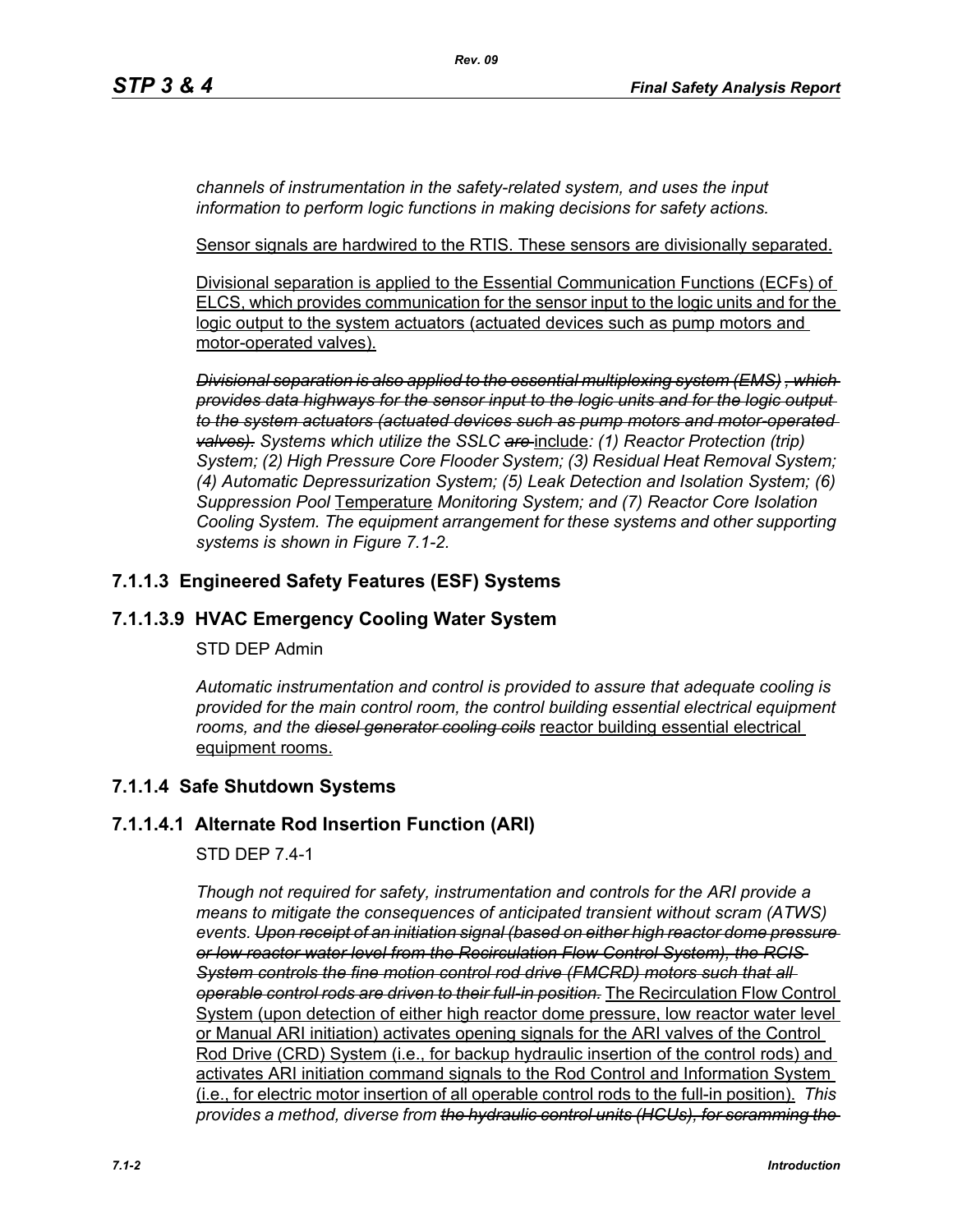*channels of instrumentation in the safety-related system, and uses the input information to perform logic functions in making decisions for safety actions.*

<u>Sensor signals are hardwired to the RTIS. These sensors are divisionally separated.</u>

<u>Divisional separation is applied to the Essential Communication Functions (ECFs) of ELCS, which provides communication for the sensor input to the logic units and for the logic output to the system actuators (actuated devices such as pump motors and motor-operated valves).</u>

~~*Divisional separation is also applied to the essential multiplexing system (EMS), which provides data highways for the sensor input to the logic units and for the logic output to the system actuators (actuated devices such as pump motors and motor-operated valves).*~~ *Systems which utilize the SSLC* ~~*are*~~ <u>include</u>*: (1) Reactor Protection (trip) System; (2) High Pressure Core Flooder System; (3) Residual Heat Removal System; (4) Automatic Depressurization System; (5) Leak Detection and Isolation System; (6) Suppression Pool* <u>Temperature</u> *Monitoring System; and (7) Reactor Core Isolation Cooling System. The equipment arrangement for these systems and other supporting systems is shown in Figure 7.1-2.*

## 7.1.1.3 Engineered Safety Features (ESF) Systems

## 7.1.1.3.9 HVAC Emergency Cooling Water System

STD DEP Admin

*Automatic instrumentation and control is provided to assure that adequate cooling is provided for the main control room, the control building essential electrical equipment rooms, and the* ~~*diesel generator cooling coils*~~ <u>reactor building essential electrical equipment rooms.</u>

## 7.1.1.4 Safe Shutdown Systems

## 7.1.1.4.1 Alternate Rod Insertion Function (ARI)

STD DEP 7.4-1

*Though not required for safety, instrumentation and controls for the ARI provide a means to mitigate the consequences of anticipated transient without scram (ATWS) events.* ~~*Upon receipt of an initiation signal (based on either high reactor dome pressure or low reactor water level from the Recirculation Flow Control System), the RCIS System controls the fine motion control rod drive (FMCRD) motors such that all operable control rods are driven to their full-in position.*~~ <u>The Recirculation Flow Control System (upon detection of either high reactor dome pressure, low reactor water level or Manual ARI initiation) activates opening signals for the ARI valves of the Control Rod Drive (CRD) System (i.e., for backup hydraulic insertion of the control rods) and activates ARI initiation command signals to the Rod Control and Information System (i.e., for electric motor insertion of all operable control rods to the full-in position).</u> *This provides a method, diverse from* ~~*the hydraulic control units (HCUs), for scramming the*~~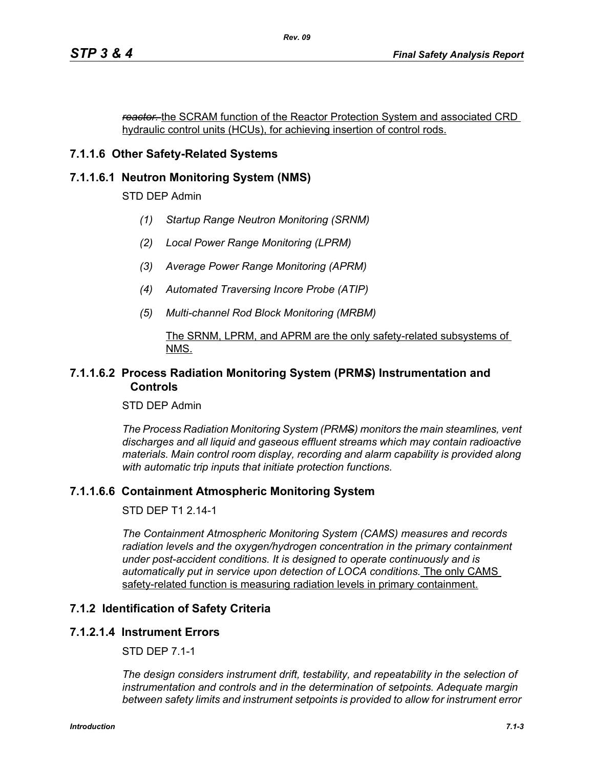~~*reactor.*~~ the SCRAM function of the Reactor Protection System and associated CRD hydraulic control units (HCUs), for achieving insertion of control rods.

### 7.1.1.6 Other Safety-Related Systems

#### 7.1.1.6.1 Neutron Monitoring System (NMS)

STD DEP Admin

*(1) Startup Range Neutron Monitoring (SRNM)*

*(2) Local Power Range Monitoring (LPRM)*

*(3) Average Power Range Monitoring (APRM)*

*(4) Automated Traversing Incore Probe (ATIP)*

*(5) Multi-channel Rod Block Monitoring (MRBM)*

The SRNM, LPRM, and APRM are the only safety-related subsystems of NMS.

#### 7.1.1.6.2 Process Radiation Monitoring System (PRM~~S~~) Instrumentation and Controls

STD DEP Admin

*The Process Radiation Monitoring System (PRM~~S~~) monitors the main steamlines, vent discharges and all liquid and gaseous effluent streams which may contain radioactive materials. Main control room display, recording and alarm capability is provided along with automatic trip inputs that initiate protection functions.*

#### 7.1.1.6.6 Containment Atmospheric Monitoring System

STD DEP T1 2.14-1

*The Containment Atmospheric Monitoring System (CAMS) measures and records radiation levels and the oxygen/hydrogen concentration in the primary containment under post-accident conditions. It is designed to operate continuously and is automatically put in service upon detection of LOCA conditions.* The only CAMS safety-related function is measuring radiation levels in primary containment.

### 7.1.2 Identification of Safety Criteria

#### 7.1.2.1.4 Instrument Errors

STD DEP 7.1-1

*The design considers instrument drift, testability, and repeatability in the selection of instrumentation and controls and in the determination of setpoints. Adequate margin between safety limits and instrument setpoints is provided to allow for instrument error*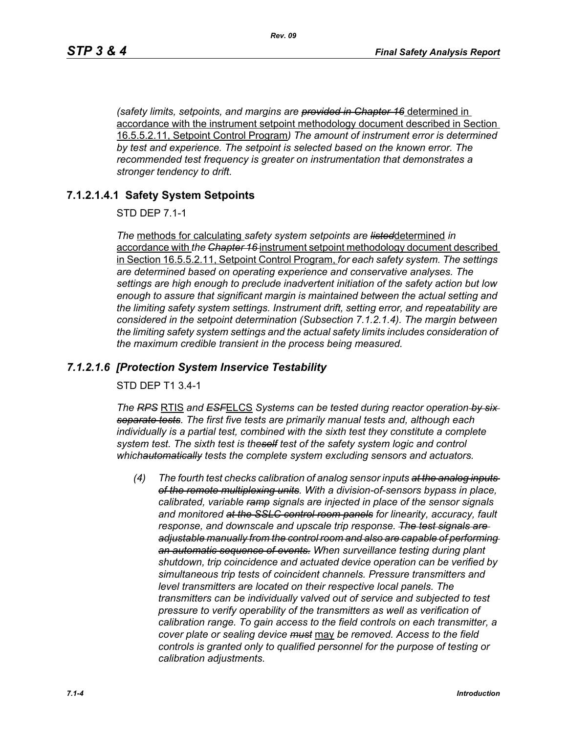*(safety limits, setpoints, and margins are ~~provided in Chapter 16~~* determined in accordance with the instrument setpoint methodology document described in Section 16.5.5.2.11, Setpoint Control Program*) The amount of instrument error is determined by test and experience. The setpoint is selected based on the known error. The recommended test frequency is greater on instrumentation that demonstrates a stronger tendency to drift.*

## 7.1.2.1.4.1 Safety System Setpoints

STD DEP 7.1-1

*The* methods for calculating *safety system setpoints are ~~listed~~*determined *in* accordance with *the ~~Chapter 16~~* instrument setpoint methodology document described in Section 16.5.5.2.11, Setpoint Control Program, *for each safety system. The settings are determined based on operating experience and conservative analyses. The settings are high enough to preclude inadvertent initiation of the safety action but low enough to assure that significant margin is maintained between the actual setting and the limiting safety system settings. Instrument drift, setting error, and repeatability are considered in the setpoint determination (Subsection 7.1.2.1.4). The margin between the limiting safety system settings and the actual safety limits includes consideration of the maximum credible transient in the process being measured.*

## *7.1.2.1.6 [Protection System Inservice Testability*

STD DEP T1 3.4-1

*The ~~RPS~~* RTIS *and ~~ESF~~*ELCS *Systems can be tested during reactor operation ~~by six separate tests~~. The first five tests are primarily manual tests and, although each individually is a partial test, combined with the sixth test they constitute a complete system test. The sixth test is the~~self~~ test of the safety system logic and control which~~automatically~~ tests the complete system excluding sensors and actuators.*

*(4) The fourth test checks calibration of analog sensor inputs ~~at the analog inputs of the remote multiplexing units~~. With a division-of-sensors bypass in place, calibrated, variable ~~ramp~~ signals are injected in place of the sensor signals and monitored ~~at the SSLC control room panels~~ for linearity, accuracy, fault response, and downscale and upscale trip response. ~~The test signals are adjustable manually from the control room and also are capable of performing an automatic sequence of events.~~ When surveillance testing during plant shutdown, trip coincidence and actuated device operation can be verified by simultaneous trip tests of coincident channels. Pressure transmitters and level transmitters are located on their respective local panels. The transmitters can be individually valved out of service and subjected to test pressure to verify operability of the transmitters as well as verification of calibration range. To gain access to the field controls on each transmitter, a cover plate or sealing device ~~must~~* may *be removed. Access to the field controls is granted only to qualified personnel for the purpose of testing or calibration adjustments.*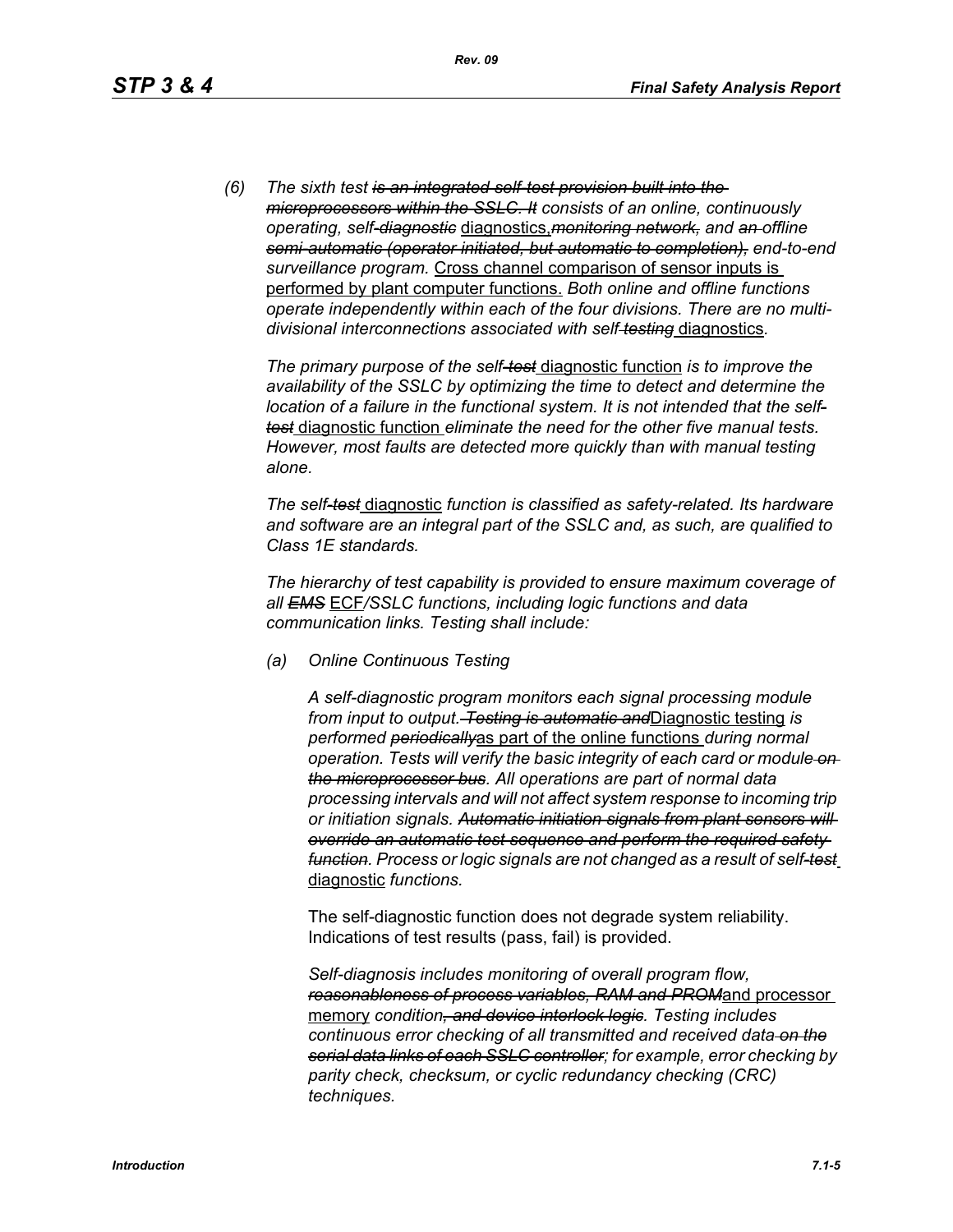(6) *The sixth test ~~is an integrated self-test provision built into the microprocessors within the SSLC. It~~ consists of an online, continuously operating, self~~-diagnostic~~* diagnostics,*~~monitoring network,~~ and ~~an~~ offline ~~semi-automatic (operator initiated, but automatic to completion),~~ end-to-end surveillance program.* Cross channel comparison of sensor inputs is performed by plant computer functions. *Both online and offline functions operate independently within each of the four divisions. There are no multi-divisional interconnections associated with self~~-testing~~* diagnostics*.*

*The primary purpose of the self~~-test~~* diagnostic function *is to improve the availability of the SSLC by optimizing the time to detect and determine the location of a failure in the functional system. It is not intended that the self~~-test~~* diagnostic function *eliminate the need for the other five manual tests. However, most faults are detected more quickly than with manual testing alone.*

*The self~~-test~~* diagnostic *function is classified as safety-related. Its hardware and software are an integral part of the SSLC and, as such, are qualified to Class 1E standards.*

*The hierarchy of test capability is provided to ensure maximum coverage of all ~~EMS~~* ECF*/SSLC functions, including logic functions and data communication links. Testing shall include:*

(a) *Online Continuous Testing*

*A self-diagnostic program monitors each signal processing module from input to output. ~~Testing is automatic and~~*Diagnostic testing *is performed ~~periodically~~*as part of the online functions *during normal operation. Tests will verify the basic integrity of each card or module ~~on the microprocessor bus~~. All operations are part of normal data processing intervals and will not affect system response to incoming trip or initiation signals. ~~Automatic initiation signals from plant sensors will override an automatic test sequence and perform the required safety function~~. Process or logic signals are not changed as a result of self~~-test~~* diagnostic *functions.*

The self-diagnostic function does not degrade system reliability. Indications of test results (pass, fail) is provided.

*Self-diagnosis includes monitoring of overall program flow, ~~reasonableness of process variables, RAM and PROM~~*and processor memory *condition~~, and device interlock logic~~. Testing includes continuous error checking of all transmitted and received data ~~on the serial data links of each SSLC controller~~; for example, error checking by parity check, checksum, or cyclic redundancy checking (CRC) techniques.*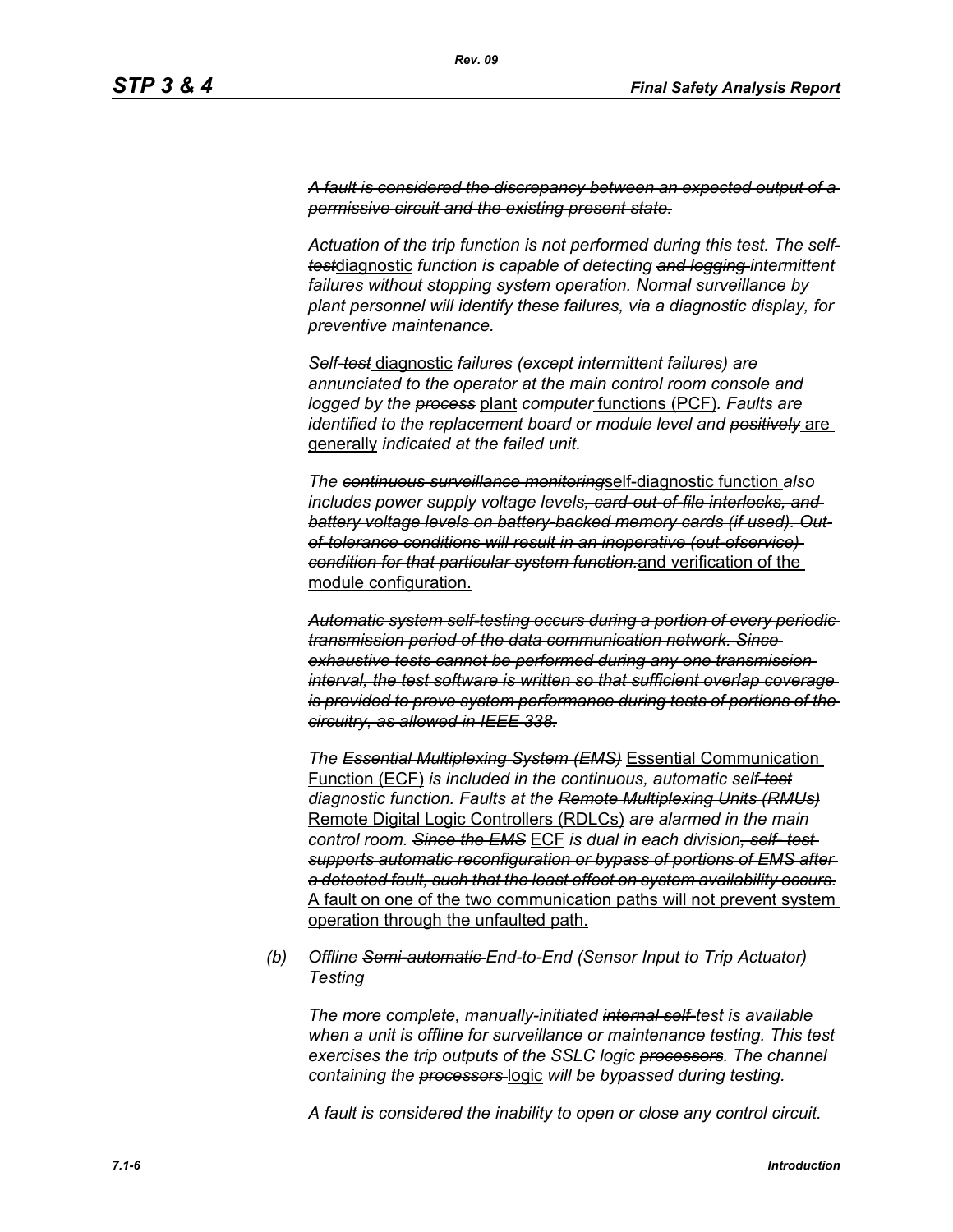~~*A fault is considered the discrepancy between an expected output of a permissive circuit and the existing present state.*~~

*Actuation of the trip function is not performed during this test. The self-~~test~~*diagnostic *function is capable of detecting ~~and logging~~ intermittent failures without stopping system operation. Normal surveillance by plant personnel will identify these failures, via a diagnostic display, for preventive maintenance.*

*Self~~-test~~* diagnostic *failures (except intermittent failures) are annunciated to the operator at the main control room console and logged by the ~~process~~* plant *computer* functions (PCF)*. Faults are identified to the replacement board or module level and ~~positively~~* are generally *indicated at the failed unit.*

*The ~~continuous surveillance monitoring~~*self-diagnostic function *also includes power supply voltage levels~~, card-out-of-file interlocks, and battery voltage levels on battery-backed memory cards (if used). Out-of-tolerance conditions will result in an inoperative (out-ofservice) condition for that particular system function.~~*and verification of the module configuration.

~~*Automatic system self-testing occurs during a portion of every periodic transmission period of the data communication network. Since exhaustive tests cannot be performed during any one transmission interval, the test software is written so that sufficient overlap coverage is provided to prove system performance during tests of portions of the circuitry, as allowed in IEEE 338.*~~

*The ~~Essential Multiplexing System (EMS)~~* Essential Communication Function (ECF) *is included in the continuous, automatic self~~-test~~ diagnostic function. Faults at the ~~Remote Multiplexing Units (RMUs)~~* Remote Digital Logic Controllers (RDLCs) *are alarmed in the main control room. ~~Since the EMS~~* ECF *is dual in each division~~, self- test supports automatic reconfiguration or bypass of portions of EMS after a detected fault, such that the least effect on system availability occurs.~~* A fault on one of the two communication paths will not prevent system operation through the unfaulted path.

*(b) Offline ~~Semi-automatic~~ End-to-End (Sensor Input to Trip Actuator) Testing*

*The more complete, manually-initiated ~~internal self-~~test is available when a unit is offline for surveillance or maintenance testing. This test exercises the trip outputs of the SSLC logic ~~processors~~. The channel containing the ~~processors~~* logic *will be bypassed during testing.*

*A fault is considered the inability to open or close any control circuit.*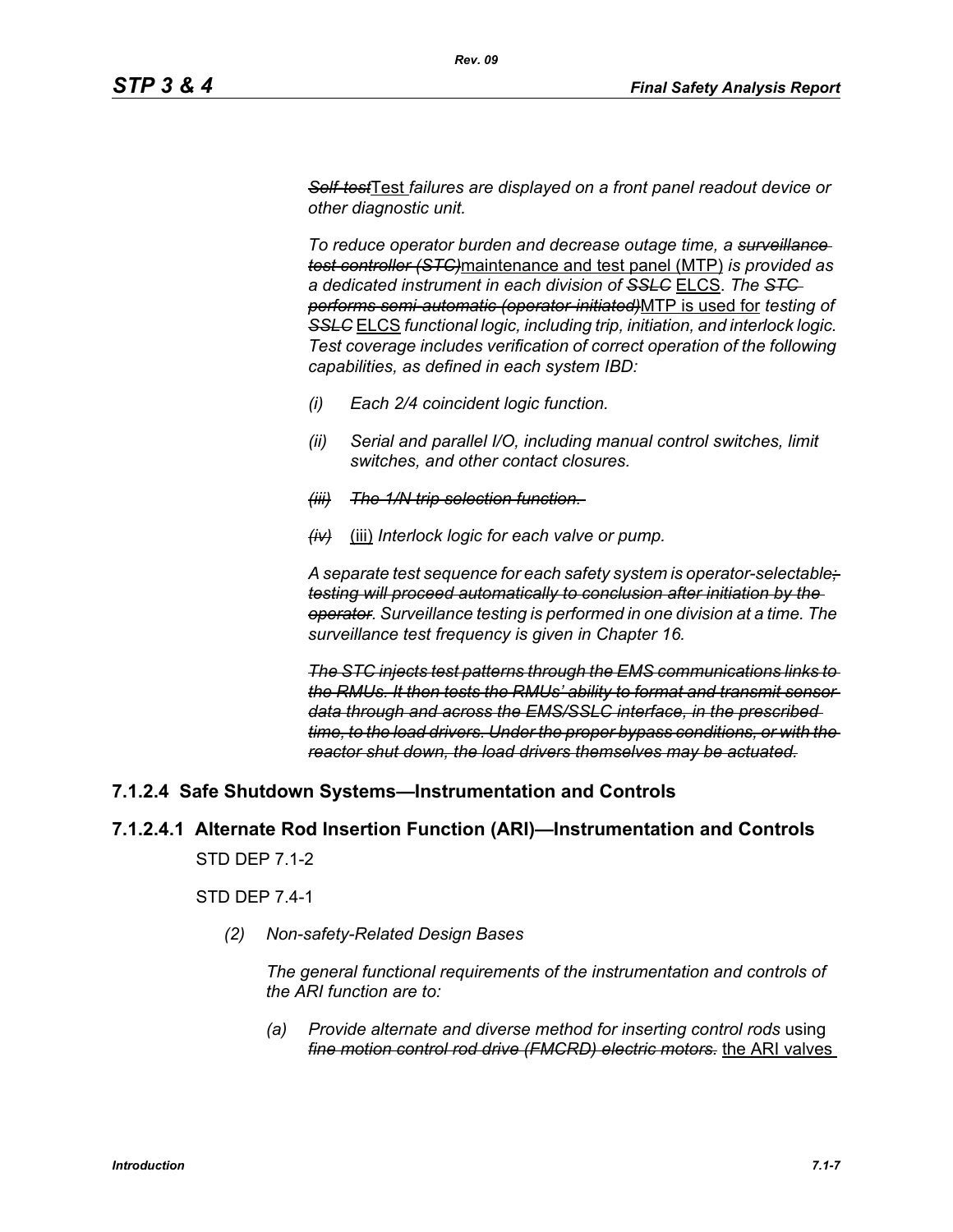~~*Self-test*~~<u>Test</u> *failures are displayed on a front panel readout device or other diagnostic unit.*

*To reduce operator burden and decrease outage time, a* ~~*surveillance test controller (STC)*~~<u>maintenance and test panel (MTP)</u> *is provided as a dedicated instrument in each division of* ~~*SSLC*~~ <u>ELCS</u>. *The* ~~*STC performs semi-automatic (operator-initiated)*~~<u>MTP is used for</u> *testing of* ~~*SSLC*~~ <u>ELCS</u> *functional logic, including trip, initiation, and interlock logic. Test coverage includes verification of correct operation of the following capabilities, as defined in each system IBD:*

*(i) Each 2/4 coincident logic function.*

*(ii) Serial and parallel I/O, including manual control switches, limit switches, and other contact closures.*

~~*(iii) The 1/N trip selection function.*~~

~~*(iv)*~~ <u>(iii)</u> *Interlock logic for each valve or pump.*

*A separate test sequence for each safety system is operator-selectable*~~*; testing will proceed automatically to conclusion after initiation by the operator*~~*. Surveillance testing is performed in one division at a time. The surveillance test frequency is given in Chapter 16.*

~~*The STC injects test patterns through the EMS communications links to the RMUs. It then tests the RMUs' ability to format and transmit sensor data through and across the EMS/SSLC interface, in the prescribed time, to the load drivers. Under the proper bypass conditions, or with the reactor shut down, the load drivers themselves may be actuated.*~~

### 7.1.2.4 Safe Shutdown Systems—Instrumentation and Controls

#### 7.1.2.4.1 Alternate Rod Insertion Function (ARI)—Instrumentation and Controls

STD DEP 7.1-2

STD DEP 7.4-1

*(2) Non-safety-Related Design Bases*

*The general functional requirements of the instrumentation and controls of the ARI function are to:*

*(a) Provide alternate and diverse method for inserting control rods* using ~~*fine motion control rod drive (FMCRD) electric motors.*~~ <u>the ARI valves</u>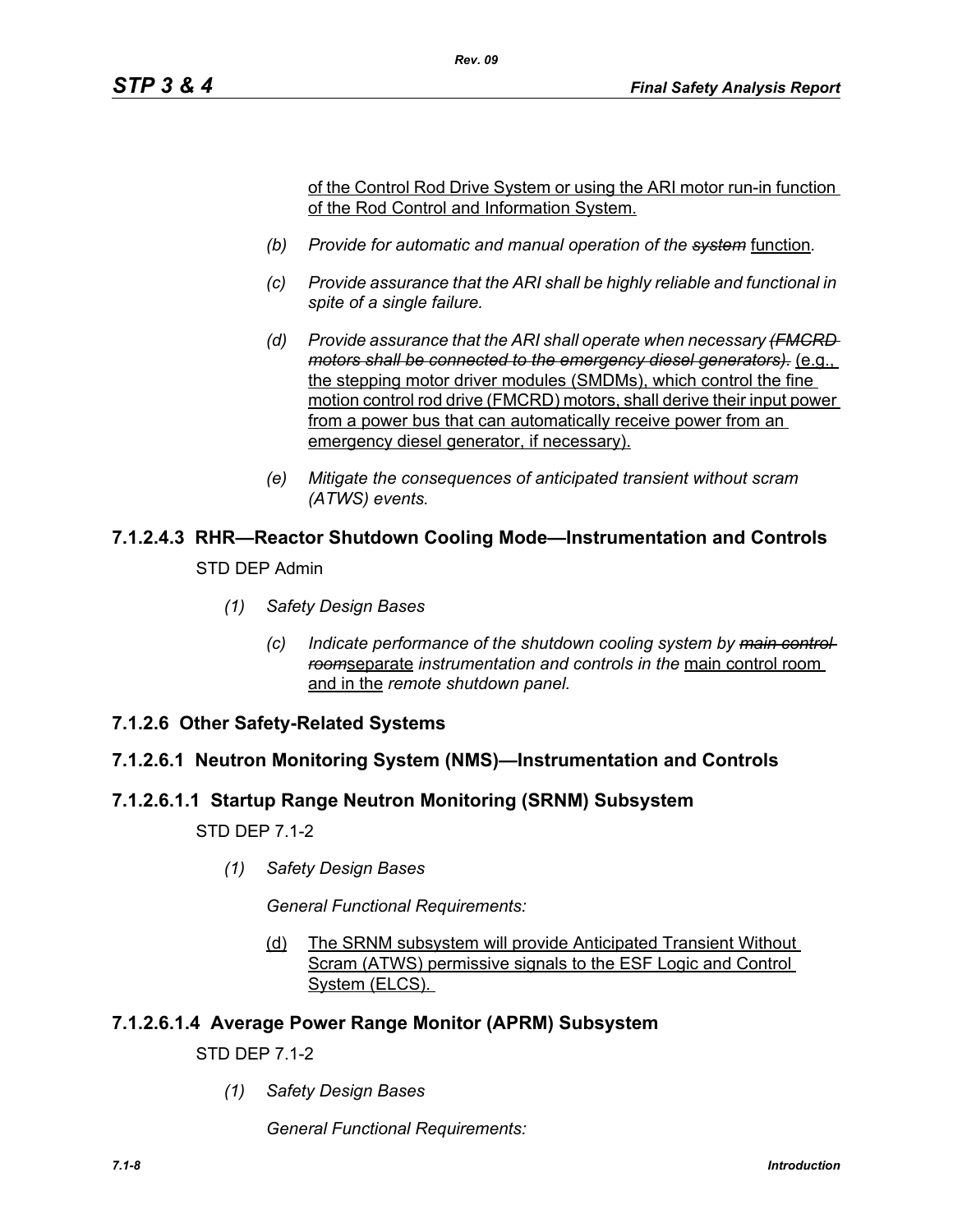of the Control Rod Drive System or using the ARI motor run-in function of the Rod Control and Information System.

*(b)* *Provide for automatic and manual operation of the ~~system~~* function*.*

*(c)* *Provide assurance that the ARI shall be highly reliable and functional in spite of a single failure.*

*(d)* *Provide assurance that the ARI shall operate when necessary ~~(FMCRD motors shall be connected to the emergency diesel generators).~~* (e.g., the stepping motor driver modules (SMDMs), which control the fine motion control rod drive (FMCRD) motors, shall derive their input power from a power bus that can automatically receive power from an emergency diesel generator, if necessary).

*(e)* *Mitigate the consequences of anticipated transient without scram (ATWS) events.*

## 7.1.2.4.3 RHR—Reactor Shutdown Cooling Mode—Instrumentation and Controls

STD DEP Admin

*(1)* *Safety Design Bases*

*(c)* *Indicate performance of the shutdown cooling system by ~~main control room~~*separate *instrumentation and controls in the* main control room and in the *remote shutdown panel.*

## 7.1.2.6 Other Safety-Related Systems

## 7.1.2.6.1 Neutron Monitoring System (NMS)—Instrumentation and Controls

## 7.1.2.6.1.1 Startup Range Neutron Monitoring (SRNM) Subsystem

STD DEP 7.1-2

*(1)* *Safety Design Bases*

*General Functional Requirements:*

(d) The SRNM subsystem will provide Anticipated Transient Without Scram (ATWS) permissive signals to the ESF Logic and Control System (ELCS).

## 7.1.2.6.1.4 Average Power Range Monitor (APRM) Subsystem

STD DEP 7.1-2

*(1)* *Safety Design Bases*

*General Functional Requirements:*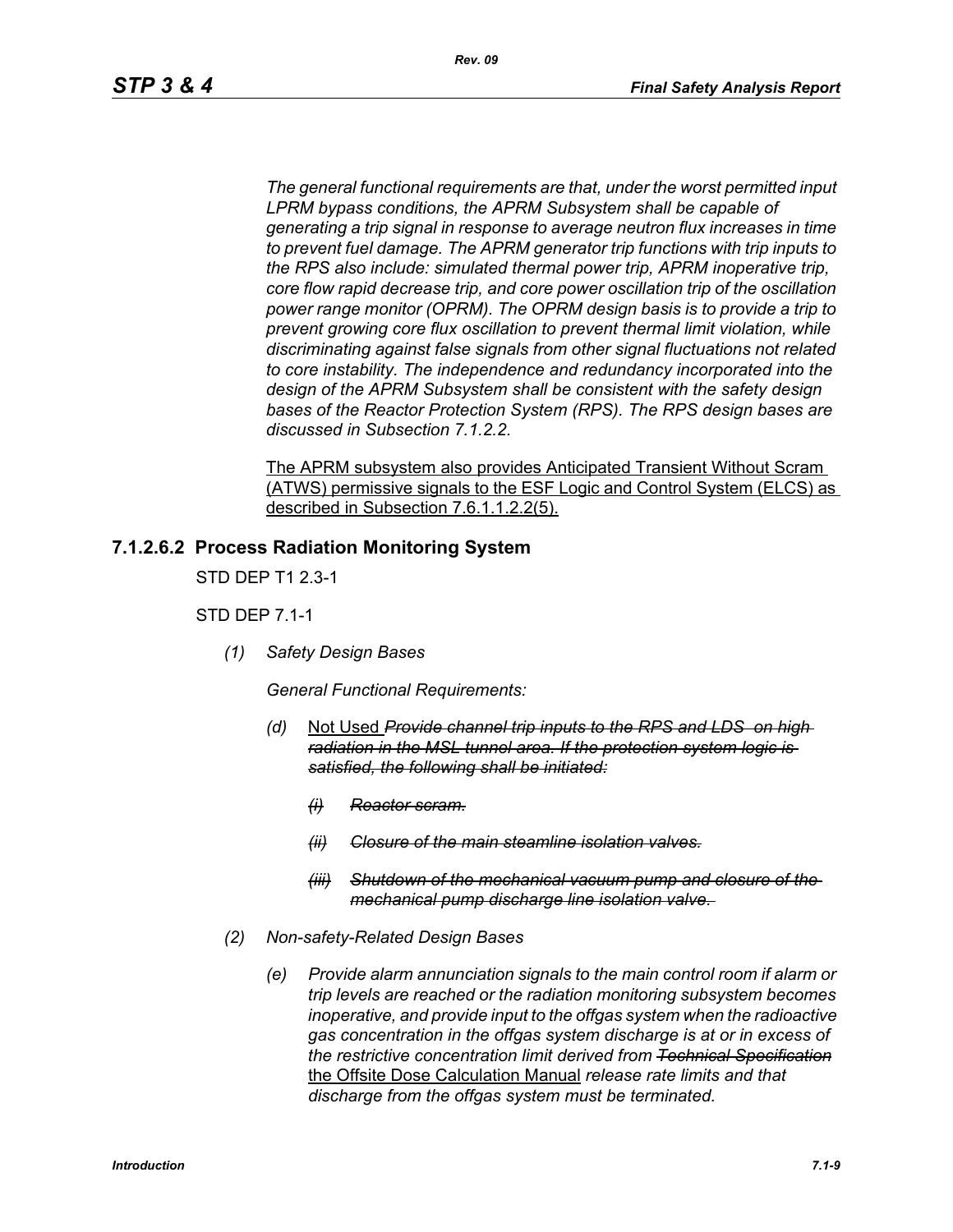*The general functional requirements are that, under the worst permitted input LPRM bypass conditions, the APRM Subsystem shall be capable of generating a trip signal in response to average neutron flux increases in time to prevent fuel damage. The APRM generator trip functions with trip inputs to the RPS also include: simulated thermal power trip, APRM inoperative trip, core flow rapid decrease trip, and core power oscillation trip of the oscillation power range monitor (OPRM). The OPRM design basis is to provide a trip to prevent growing core flux oscillation to prevent thermal limit violation, while discriminating against false signals from other signal fluctuations not related to core instability. The independence and redundancy incorporated into the design of the APRM Subsystem shall be consistent with the safety design bases of the Reactor Protection System (RPS). The RPS design bases are discussed in Subsection 7.1.2.2.*

<u>The APRM subsystem also provides Anticipated Transient Without Scram (ATWS) permissive signals to the ESF Logic and Control System (ELCS) as described in Subsection 7.6.1.1.2.2(5).</u>

### 7.1.2.6.2 Process Radiation Monitoring System

STD DEP T1 2.3-1

STD DEP 7.1-1

*(1) Safety Design Bases*

*General Functional Requirements:*

- *(d)* <u>Not Used</u> ~~*Provide channel trip inputs to the RPS and LDS on high radiation in the MSL tunnel area. If the protection system logic is satisfied, the following shall be initiated:*~~
  - ~~*(i) Reactor scram.*~~
  - ~~*(ii) Closure of the main steamline isolation valves.*~~
  - ~~*(iii) Shutdown of the mechanical vacuum pump and closure of the mechanical pump discharge line isolation valve.*~~

*(2) Non-safety-Related Design Bases*

- *(e) Provide alarm annunciation signals to the main control room if alarm or trip levels are reached or the radiation monitoring subsystem becomes inoperative, and provide input to the offgas system when the radioactive gas concentration in the offgas system discharge is at or in excess of the restrictive concentration limit derived from* ~~*Technical Specification*~~ <u>the Offsite Dose Calculation Manual</u> *release rate limits and that discharge from the offgas system must be terminated.*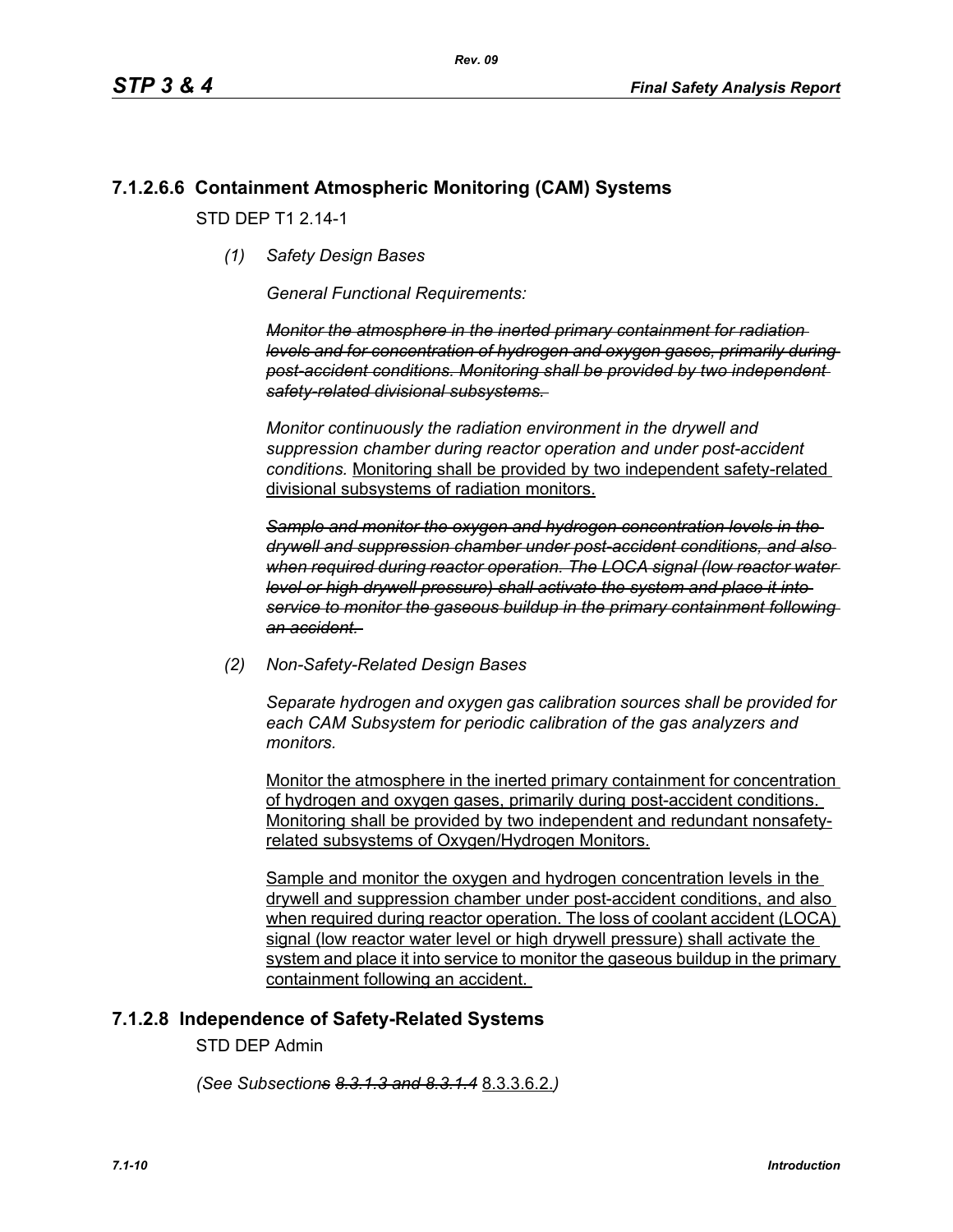### 7.1.2.6.6 Containment Atmospheric Monitoring (CAM) Systems

STD DEP T1 2.14-1

*(1) Safety Design Bases*

*General Functional Requirements:*

~~*Monitor the atmosphere in the inerted primary containment for radiation levels and for concentration of hydrogen and oxygen gases, primarily during post-accident conditions. Monitoring shall be provided by two independent safety-related divisional subsystems.*~~

*Monitor continuously the radiation environment in the drywell and suppression chamber during reactor operation and under post-accident conditions.* <u>Monitoring shall be provided by two independent safety-related divisional subsystems of radiation monitors.</u>

~~*Sample and monitor the oxygen and hydrogen concentration levels in the drywell and suppression chamber under post-accident conditions, and also when required during reactor operation. The LOCA signal (low reactor water level or high drywell pressure) shall activate the system and place it into service to monitor the gaseous buildup in the primary containment following an accident.*~~

*(2) Non-Safety-Related Design Bases*

*Separate hydrogen and oxygen gas calibration sources shall be provided for each CAM Subsystem for periodic calibration of the gas analyzers and monitors.*

<u>Monitor the atmosphere in the inerted primary containment for concentration of hydrogen and oxygen gases, primarily during post-accident conditions. Monitoring shall be provided by two independent and redundant nonsafety-related subsystems of Oxygen/Hydrogen Monitors.</u>

<u>Sample and monitor the oxygen and hydrogen concentration levels in the drywell and suppression chamber under post-accident conditions, and also when required during reactor operation. The loss of coolant accident (LOCA) signal (low reactor water level or high drywell pressure) shall activate the system and place it into service to monitor the gaseous buildup in the primary containment following an accident.</u>

### 7.1.2.8 Independence of Safety-Related Systems

STD DEP Admin

*(See Subsection~~s~~ ~~8.3.1.3 and 8.3.1.4~~* <u>8.3.3.6.2.</u>*)*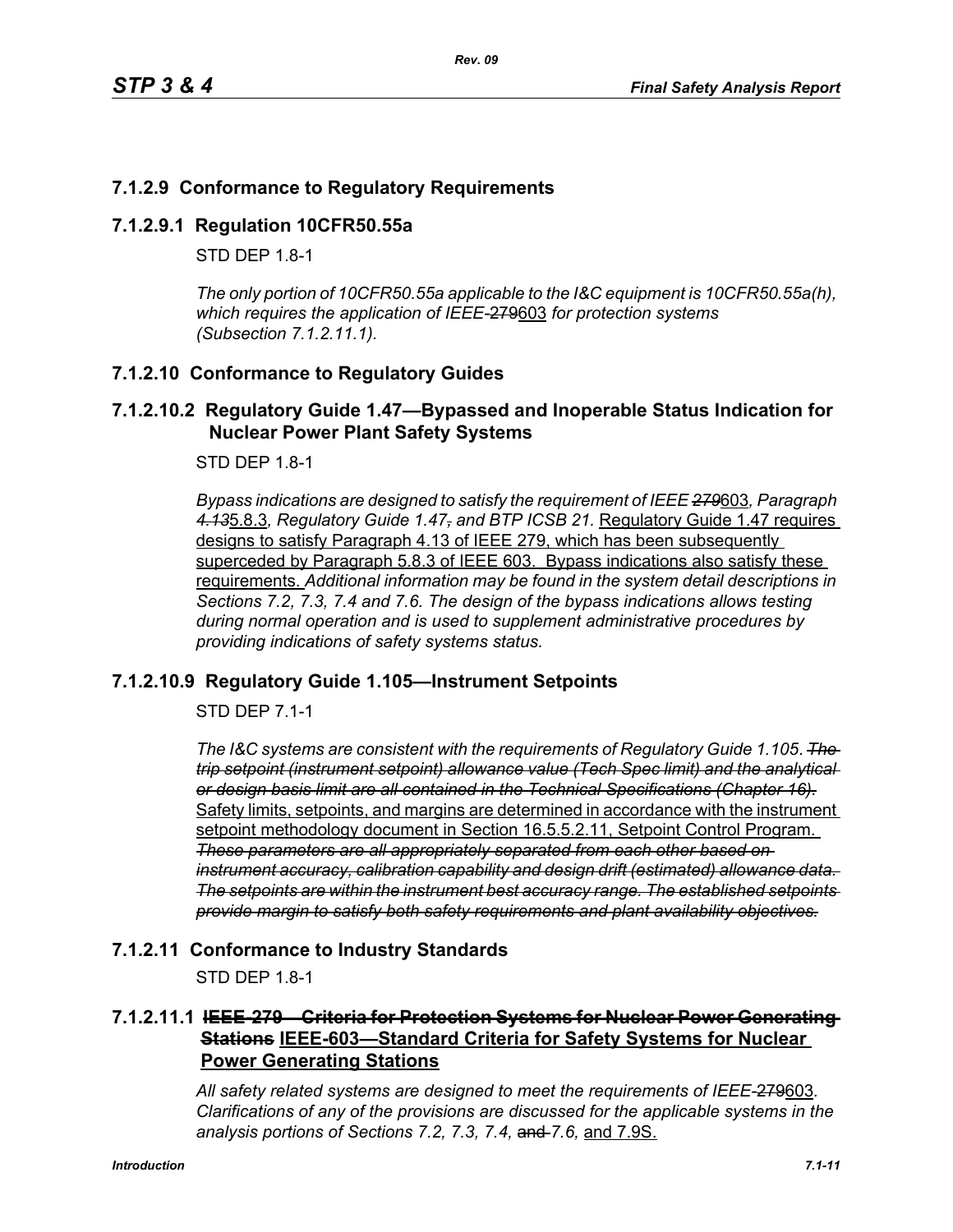## 7.1.2.9 Conformance to Regulatory Requirements

### 7.1.2.9.1 Regulation 10CFR50.55a

STD DEP 1.8-1

*The only portion of 10CFR50.55a applicable to the I&C equipment is 10CFR50.55a(h), which requires the application of IEEE-~~279~~*<u>603</u> *for protection systems (Subsection 7.1.2.11.1).*

## 7.1.2.10 Conformance to Regulatory Guides

### 7.1.2.10.2 Regulatory Guide 1.47—Bypassed and Inoperable Status Indication for Nuclear Power Plant Safety Systems

STD DEP 1.8-1

*Bypass indications are designed to satisfy the requirement of IEEE ~~279~~*<u>603</u>*, Paragraph ~~4.13~~*<u>5.8.3</u>*, Regulatory Guide 1.47~~,~~ and BTP ICSB 21.* <u>Regulatory Guide 1.47 requires designs to satisfy Paragraph 4.13 of IEEE 279, which has been subsequently superceded by Paragraph 5.8.3 of IEEE 603. Bypass indications also satisfy these requirements.</u> *Additional information may be found in the system detail descriptions in Sections 7.2, 7.3, 7.4 and 7.6. The design of the bypass indications allows testing during normal operation and is used to supplement administrative procedures by providing indications of safety systems status.*

### 7.1.2.10.9 Regulatory Guide 1.105—Instrument Setpoints

STD DEP 7.1-1

*The I&C systems are consistent with the requirements of Regulatory Guide 1.105. ~~The trip setpoint (instrument setpoint) allowance value (Tech Spec limit) and the analytical or design basis limit are all contained in the Technical Specifications (Chapter 16).~~* <u>Safety limits, setpoints, and margins are determined in accordance with the instrument setpoint methodology document in Section 16.5.5.2.11, Setpoint Control Program.</u> *~~These parameters are all appropriately separated from each other based on instrument accuracy, calibration capability and design drift (estimated) allowance data. The setpoints are within the instrument best accuracy range. The established setpoints provide margin to satisfy both safety requirements and plant availability objectives.~~*

## 7.1.2.11 Conformance to Industry Standards

STD DEP 1.8-1

### 7.1.2.11.1 ~~IEEE-279—Criteria for Protection Systems for Nuclear Power Generating Stations~~ <u>IEEE-603—Standard Criteria for Safety Systems for Nuclear Power Generating Stations</u>

*All safety related systems are designed to meet the requirements of IEEE-~~279~~*<u>603</u>*. Clarifications of any of the provisions are discussed for the applicable systems in the analysis portions of Sections 7.2, 7.3, 7.4,* ~~and~~ *7.6,* <u>and 7.9S.</u>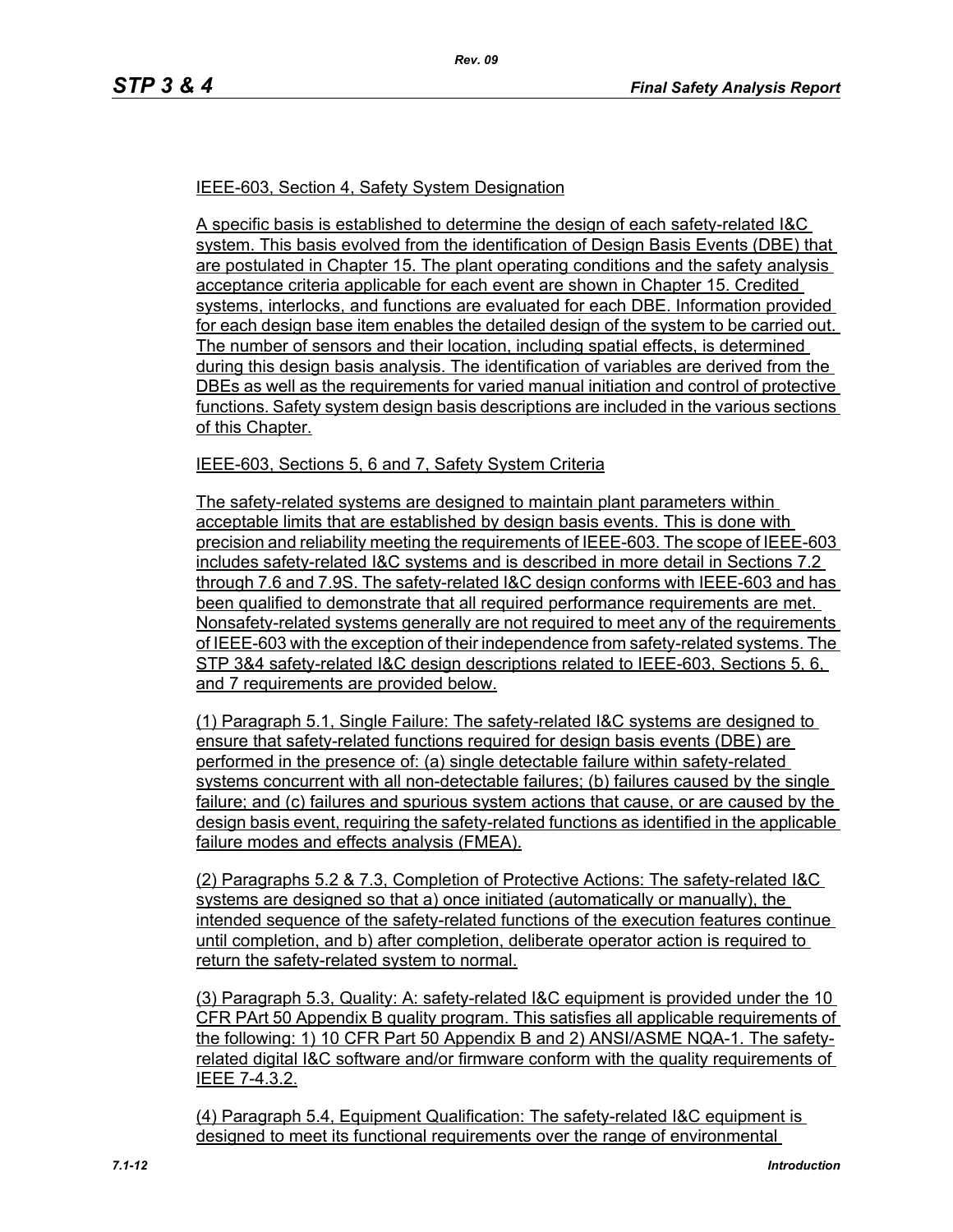IEEE-603, Section 4, Safety System Designation

A specific basis is established to determine the design of each safety-related I&C system. This basis evolved from the identification of Design Basis Events (DBE) that are postulated in Chapter 15. The plant operating conditions and the safety analysis acceptance criteria applicable for each event are shown in Chapter 15. Credited systems, interlocks, and functions are evaluated for each DBE. Information provided for each design base item enables the detailed design of the system to be carried out. The number of sensors and their location, including spatial effects, is determined during this design basis analysis. The identification of variables are derived from the DBEs as well as the requirements for varied manual initiation and control of protective functions. Safety system design basis descriptions are included in the various sections of this Chapter.

IEEE-603, Sections 5, 6 and 7, Safety System Criteria

The safety-related systems are designed to maintain plant parameters within acceptable limits that are established by design basis events. This is done with precision and reliability meeting the requirements of IEEE-603. The scope of IEEE-603 includes safety-related I&C systems and is described in more detail in Sections 7.2 through 7.6 and 7.9S. The safety-related I&C design conforms with IEEE-603 and has been qualified to demonstrate that all required performance requirements are met. Nonsafety-related systems generally are not required to meet any of the requirements of IEEE-603 with the exception of their independence from safety-related systems. The STP 3&4 safety-related I&C design descriptions related to IEEE-603, Sections 5, 6, and 7 requirements are provided below.

(1) Paragraph 5.1, Single Failure: The safety-related I&C systems are designed to ensure that safety-related functions required for design basis events (DBE) are performed in the presence of: (a) single detectable failure within safety-related systems concurrent with all non-detectable failures; (b) failures caused by the single failure; and (c) failures and spurious system actions that cause, or are caused by the design basis event, requiring the safety-related functions as identified in the applicable failure modes and effects analysis (FMEA).

(2) Paragraphs 5.2 & 7.3, Completion of Protective Actions: The safety-related I&C systems are designed so that a) once initiated (automatically or manually), the intended sequence of the safety-related functions of the execution features continue until completion, and b) after completion, deliberate operator action is required to return the safety-related system to normal.

(3) Paragraph 5.3, Quality: A: safety-related I&C equipment is provided under the 10 CFR PArt 50 Appendix B quality program. This satisfies all applicable requirements of the following: 1) 10 CFR Part 50 Appendix B and 2) ANSI/ASME NQA-1. The safety-related digital I&C software and/or firmware conform with the quality requirements of IEEE 7-4.3.2.

(4) Paragraph 5.4, Equipment Qualification: The safety-related I&C equipment is designed to meet its functional requirements over the range of environmental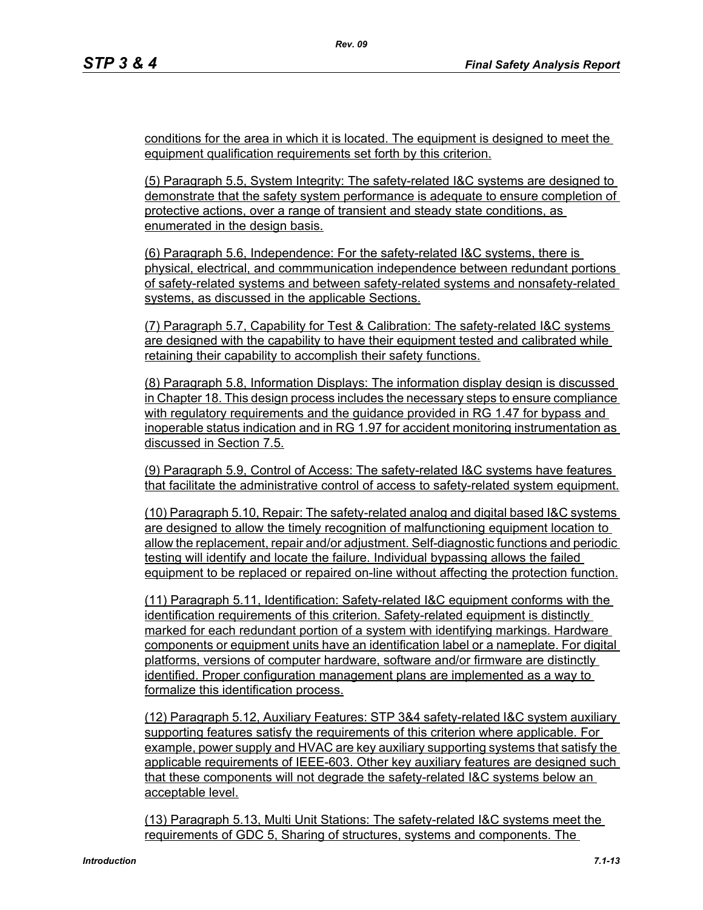conditions for the area in which it is located. The equipment is designed to meet the equipment qualification requirements set forth by this criterion.

(5) Paragraph 5.5, System Integrity: The safety-related I&C systems are designed to demonstrate that the safety system performance is adequate to ensure completion of protective actions, over a range of transient and steady state conditions, as enumerated in the design basis.

(6) Paragraph 5.6, Independence: For the safety-related I&C systems, there is physical, electrical, and commmunication independence between redundant portions of safety-related systems and between safety-related systems and nonsafety-related systems, as discussed in the applicable Sections.

(7) Paragraph 5.7, Capability for Test & Calibration: The safety-related I&C systems are designed with the capability to have their equipment tested and calibrated while retaining their capability to accomplish their safety functions.

(8) Paragraph 5.8, Information Displays: The information display design is discussed in Chapter 18. This design process includes the necessary steps to ensure compliance with regulatory requirements and the guidance provided in RG 1.47 for bypass and inoperable status indication and in RG 1.97 for accident monitoring instrumentation as discussed in Section 7.5.

(9) Paragraph 5.9, Control of Access: The safety-related I&C systems have features that facilitate the administrative control of access to safety-related system equipment.

(10) Paragraph 5.10, Repair: The safety-related analog and digital based I&C systems are designed to allow the timely recognition of malfunctioning equipment location to allow the replacement, repair and/or adjustment. Self-diagnostic functions and periodic testing will identify and locate the failure. Individual bypassing allows the failed equipment to be replaced or repaired on-line without affecting the protection function.

(11) Paragraph 5.11, Identification: Safety-related I&C equipment conforms with the identification requirements of this criterion. Safety-related equipment is distinctly marked for each redundant portion of a system with identifying markings. Hardware components or equipment units have an identification label or a nameplate. For digital platforms, versions of computer hardware, software and/or firmware are distinctly identified. Proper configuration management plans are implemented as a way to formalize this identification process.

(12) Paragraph 5.12, Auxiliary Features: STP 3&4 safety-related I&C system auxiliary supporting features satisfy the requirements of this criterion where applicable. For example, power supply and HVAC are key auxiliary supporting systems that satisfy the applicable requirements of IEEE-603. Other key auxiliary features are designed such that these components will not degrade the safety-related I&C systems below an acceptable level.

(13) Paragraph 5.13, Multi Unit Stations: The safety-related I&C systems meet the requirements of GDC 5, Sharing of structures, systems and components. The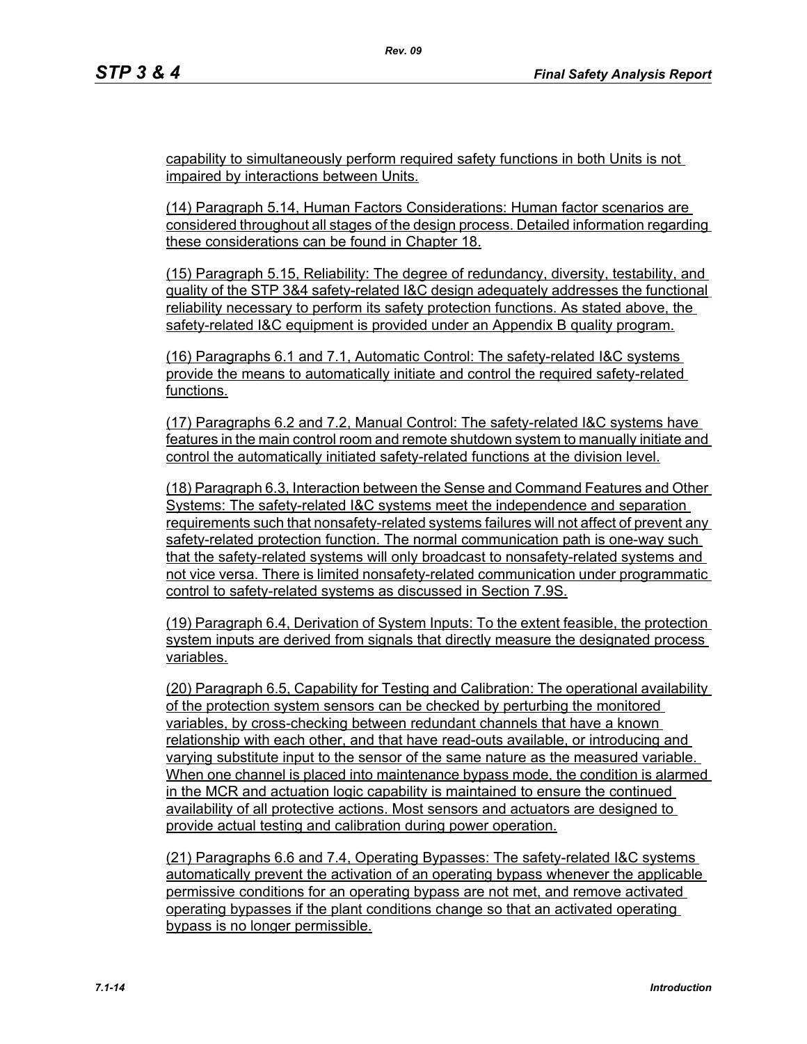capability to simultaneously perform required safety functions in both Units is not impaired by interactions between Units.

(14) Paragraph 5.14, Human Factors Considerations: Human factor scenarios are considered throughout all stages of the design process. Detailed information regarding these considerations can be found in Chapter 18.

(15) Paragraph 5.15, Reliability: The degree of redundancy, diversity, testability, and quality of the STP 3&4 safety-related I&C design adequately addresses the functional reliability necessary to perform its safety protection functions. As stated above, the safety-related I&C equipment is provided under an Appendix B quality program.

(16) Paragraphs 6.1 and 7.1, Automatic Control: The safety-related I&C systems provide the means to automatically initiate and control the required safety-related functions.

(17) Paragraphs 6.2 and 7.2, Manual Control: The safety-related I&C systems have features in the main control room and remote shutdown system to manually initiate and control the automatically initiated safety-related functions at the division level.

(18) Paragraph 6.3, Interaction between the Sense and Command Features and Other Systems: The safety-related I&C systems meet the independence and separation requirements such that nonsafety-related systems failures will not affect of prevent any safety-related protection function. The normal communication path is one-way such that the safety-related systems will only broadcast to nonsafety-related systems and not vice versa. There is limited nonsafety-related communication under programmatic control to safety-related systems as discussed in Section 7.9S.

(19) Paragraph 6.4, Derivation of System Inputs: To the extent feasible, the protection system inputs are derived from signals that directly measure the designated process variables.

(20) Paragraph 6.5, Capability for Testing and Calibration: The operational availability of the protection system sensors can be checked by perturbing the monitored variables, by cross-checking between redundant channels that have a known relationship with each other, and that have read-outs available, or introducing and varying substitute input to the sensor of the same nature as the measured variable. When one channel is placed into maintenance bypass mode, the condition is alarmed in the MCR and actuation logic capability is maintained to ensure the continued availability of all protective actions. Most sensors and actuators are designed to provide actual testing and calibration during power operation.

(21) Paragraphs 6.6 and 7.4, Operating Bypasses: The safety-related I&C systems automatically prevent the activation of an operating bypass whenever the applicable permissive conditions for an operating bypass are not met, and remove activated operating bypasses if the plant conditions change so that an activated operating bypass is no longer permissible.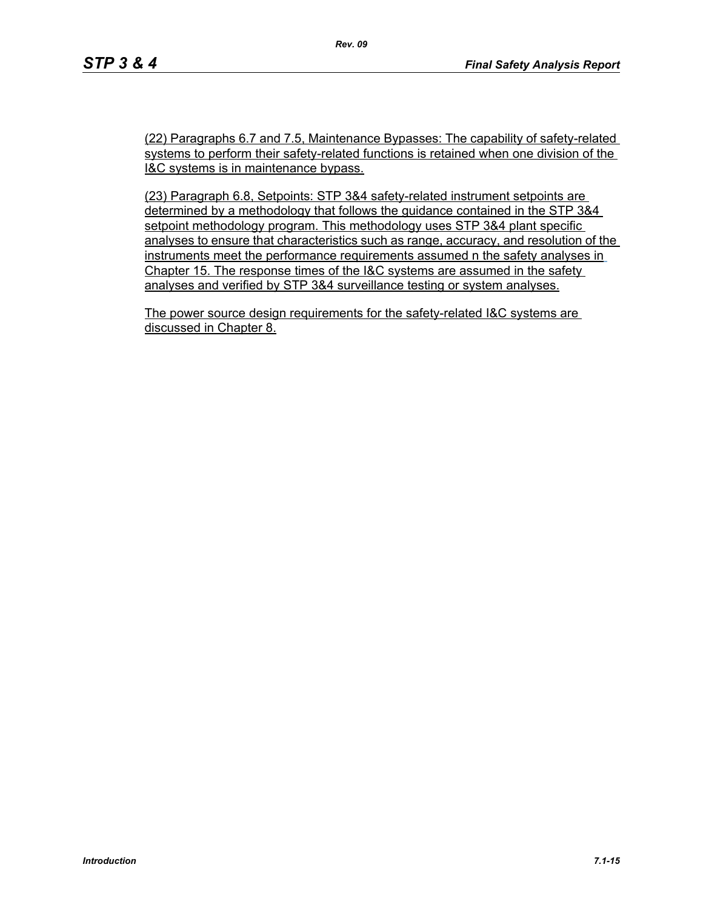(22) Paragraphs 6.7 and 7.5, Maintenance Bypasses: The capability of safety-related systems to perform their safety-related functions is retained when one division of the I&C systems is in maintenance bypass.

(23) Paragraph 6.8, Setpoints: STP 3&4 safety-related instrument setpoints are determined by a methodology that follows the guidance contained in the STP 3&4 setpoint methodology program. This methodology uses STP 3&4 plant specific analyses to ensure that characteristics such as range, accuracy, and resolution of the instruments meet the performance requirements assumed n the safety analyses in Chapter 15. The response times of the I&C systems are assumed in the safety analyses and verified by STP 3&4 surveillance testing or system analyses.

The power source design requirements for the safety-related I&C systems are discussed in Chapter 8.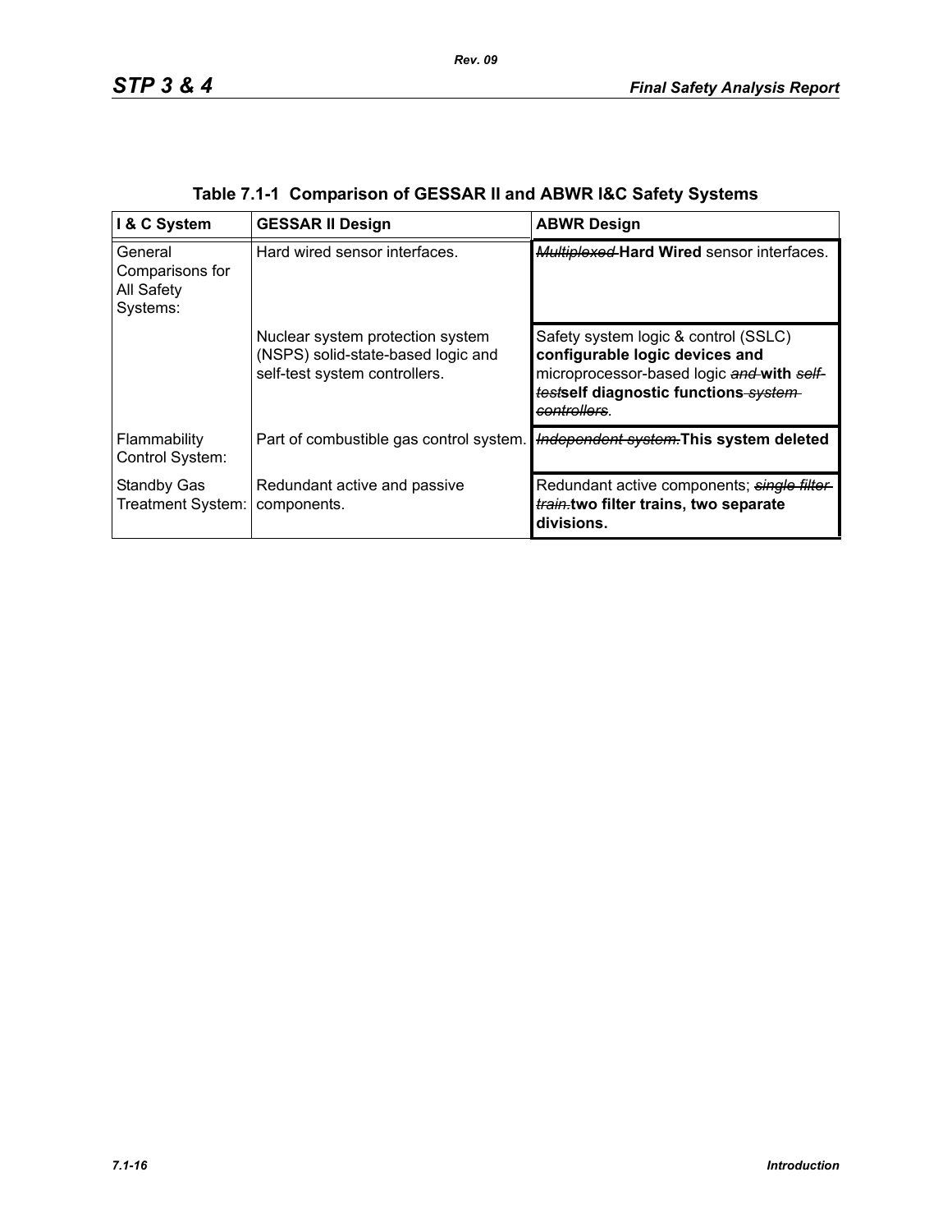## Table 7.1-1 Comparison of GESSAR II and ABWR I&C Safety Systems

| I & C System | GESSAR II Design | ABWR Design |
|---|---|---|
| General Comparisons for All Safety Systems: | Hard wired sensor interfaces. | ~~Multiplexed~~ **Hard Wired** sensor interfaces. |
| | Nuclear system protection system (NSPS) solid-state-based logic and self-test system controllers. | Safety system logic & control (SSLC) **configurable logic devices and** microprocessor-based logic ~~and~~ **with** ~~self-test~~**self diagnostic functions** ~~system controllers~~. |
| Flammability Control System: | Part of combustible gas control system. | ~~Independent system.~~**This system deleted** |
| Standby Gas Treatment System: | Redundant active and passive components. | Redundant active components; ~~single filter train.~~**two filter trains, two separate divisions.** |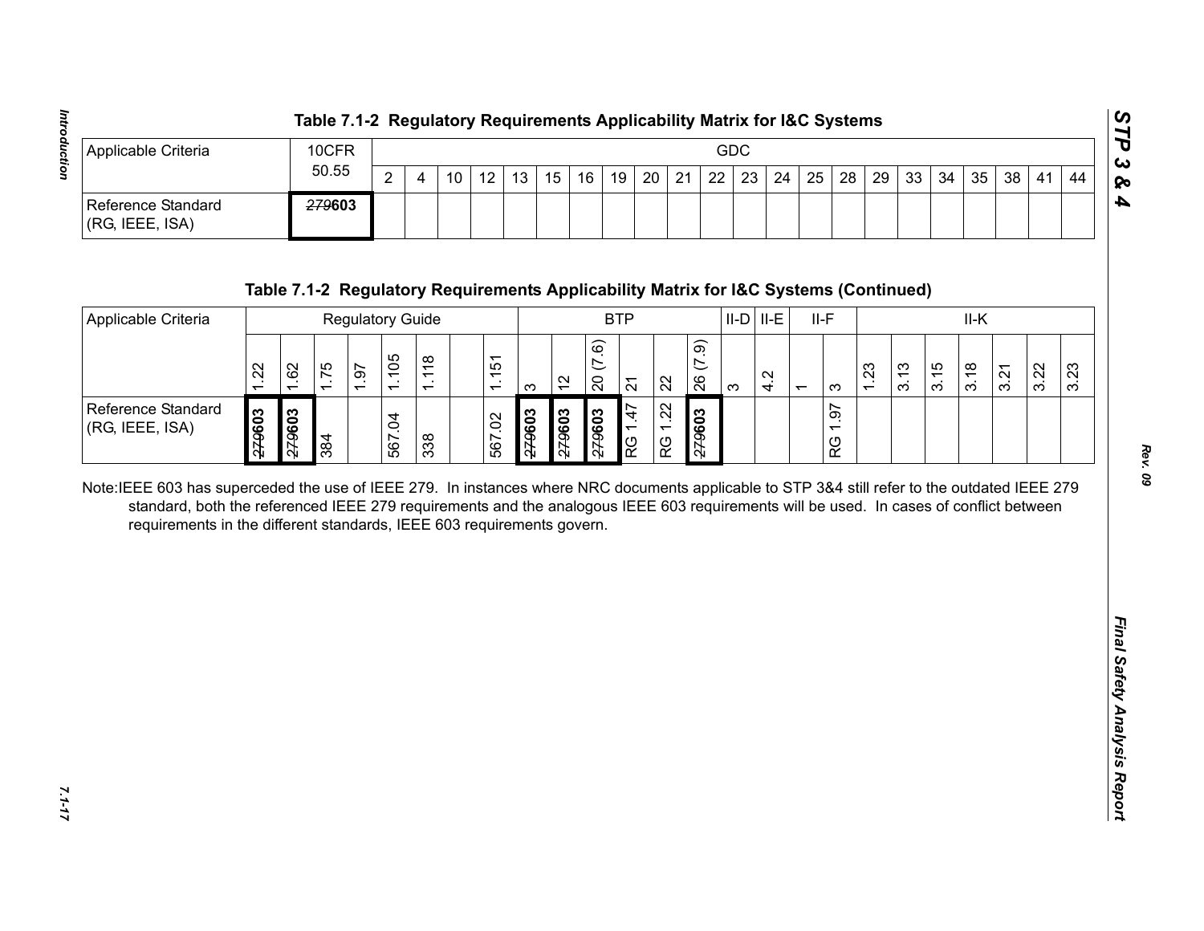**Table 7.1-2 Regulatory Requirements Applicability Matrix for I&C Systems**

| Applicable Criteria | 10CFR 50.55 | GDC | | | | | | | | | | | | | | | | | | | | | |
|---|---|---|---|---|---|---|---|---|---|---|---|---|---|---|---|---|---|---|---|---|---|---|---|
| | | 2 | 4 | 10 | 12 | 13 | 15 | 16 | 19 | 20 | 21 | 22 | 23 | 24 | 25 | 28 | 29 | 33 | 34 | 35 | 38 | 41 | 44 |
| Reference Standard (RG, IEEE, ISA) | ~~279~~**603** | | | | | | | | | | | | | | | | | | | | | | |

**Table 7.1-2 Regulatory Requirements Applicability Matrix for I&C Systems (Continued)**

| Applicable Criteria | Regulatory Guide | | | | | | | | BTP | | | | | | II-D | II-E | II-F | | II-K | | | | | | |
|---|---|---|---|---|---|---|---|---|---|---|---|---|---|---|---|---|---|---|---|---|---|---|---|---|---|
| | 1.22 | 1.62 | 1.75 | 1.97 | 1.105 | 1.118 | | 1.151 | 3 | 12 | 20 (7.6) | 21 | 22 | 26 (7.9) | 3 | 4.2 | 1 | 3 | 1.23 | 3.13 | 3.15 | 3.18 | 3.21 | 3.22 | 3.23 |
| Reference Standard (RG, IEEE, ISA) | ~~279~~**603** | ~~279~~**603** | 384 | | 567.04 | 338 | | 567.02 | ~~279~~**603** | ~~279~~**603** | ~~279~~**603** | RG 1.47 | RG 1.22 | ~~279~~**603** | | | | RG 1.97 | | | | | | | |

Note:IEEE 603 has superceded the use of IEEE 279. In instances where NRC documents applicable to STP 3&4 still refer to the outdated IEEE 279 standard, both the referenced IEEE 279 requirements and the analogous IEEE 603 requirements will be used. In cases of conflict between requirements in the different standards, IEEE 603 requirements govern.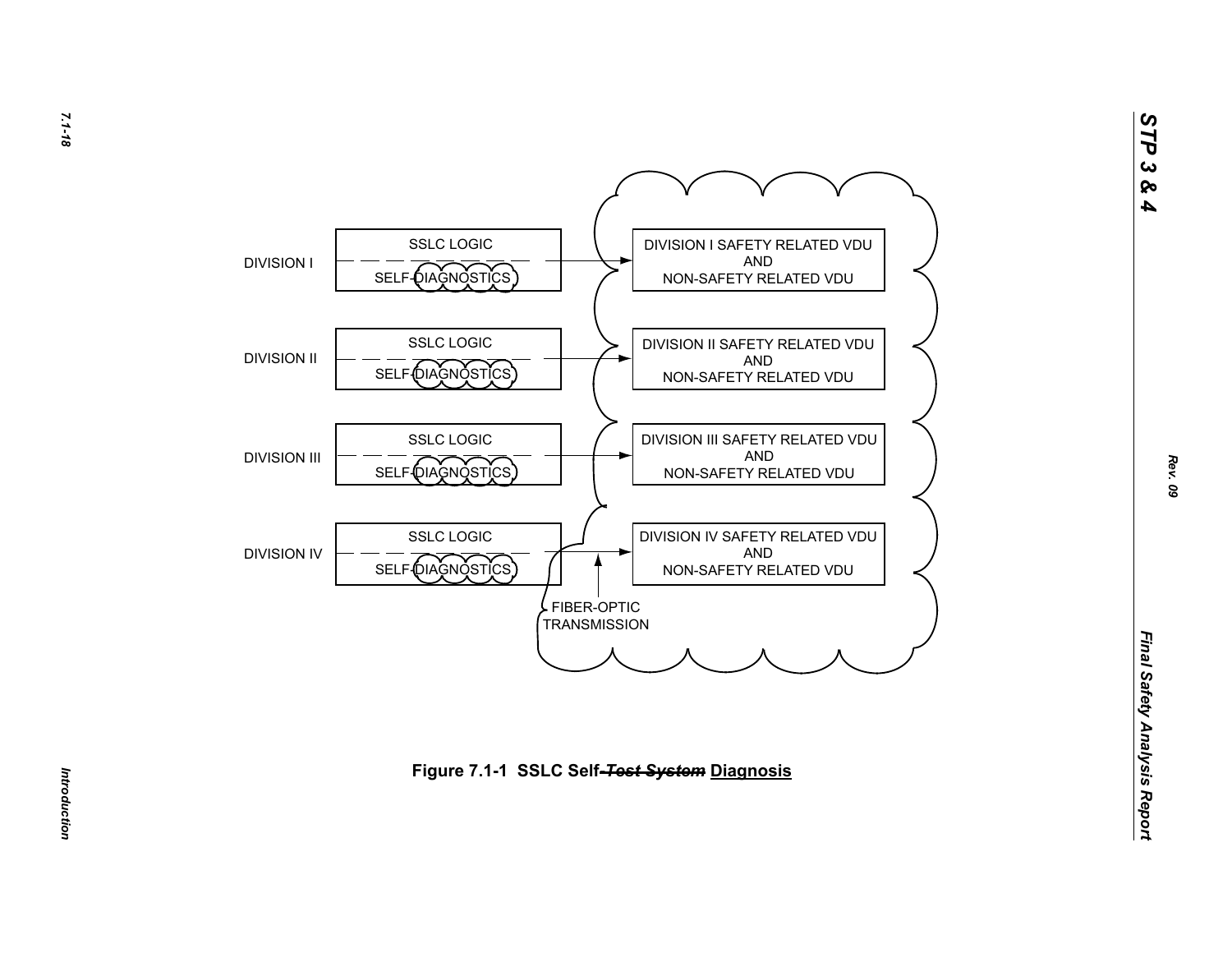DIVISION I

SSLC LOGIC

SELF-DIAGNOSTICS

DIVISION I SAFETY RELATED VDU AND NON-SAFETY RELATED VDU

DIVISION II

SSLC LOGIC

SELF-DIAGNOSTICS

DIVISION II SAFETY RELATED VDU AND NON-SAFETY RELATED VDU

DIVISION III

SSLC LOGIC

SELF-DIAGNOSTICS

DIVISION III SAFETY RELATED VDU AND NON-SAFETY RELATED VDU

DIVISION IV

SSLC LOGIC

SELF-DIAGNOSTICS

DIVISION IV SAFETY RELATED VDU AND NON-SAFETY RELATED VDU

FIBER-OPTIC TRANSMISSION

**Figure 7.1-1 SSLC Self-~~Test System~~ Diagnosis**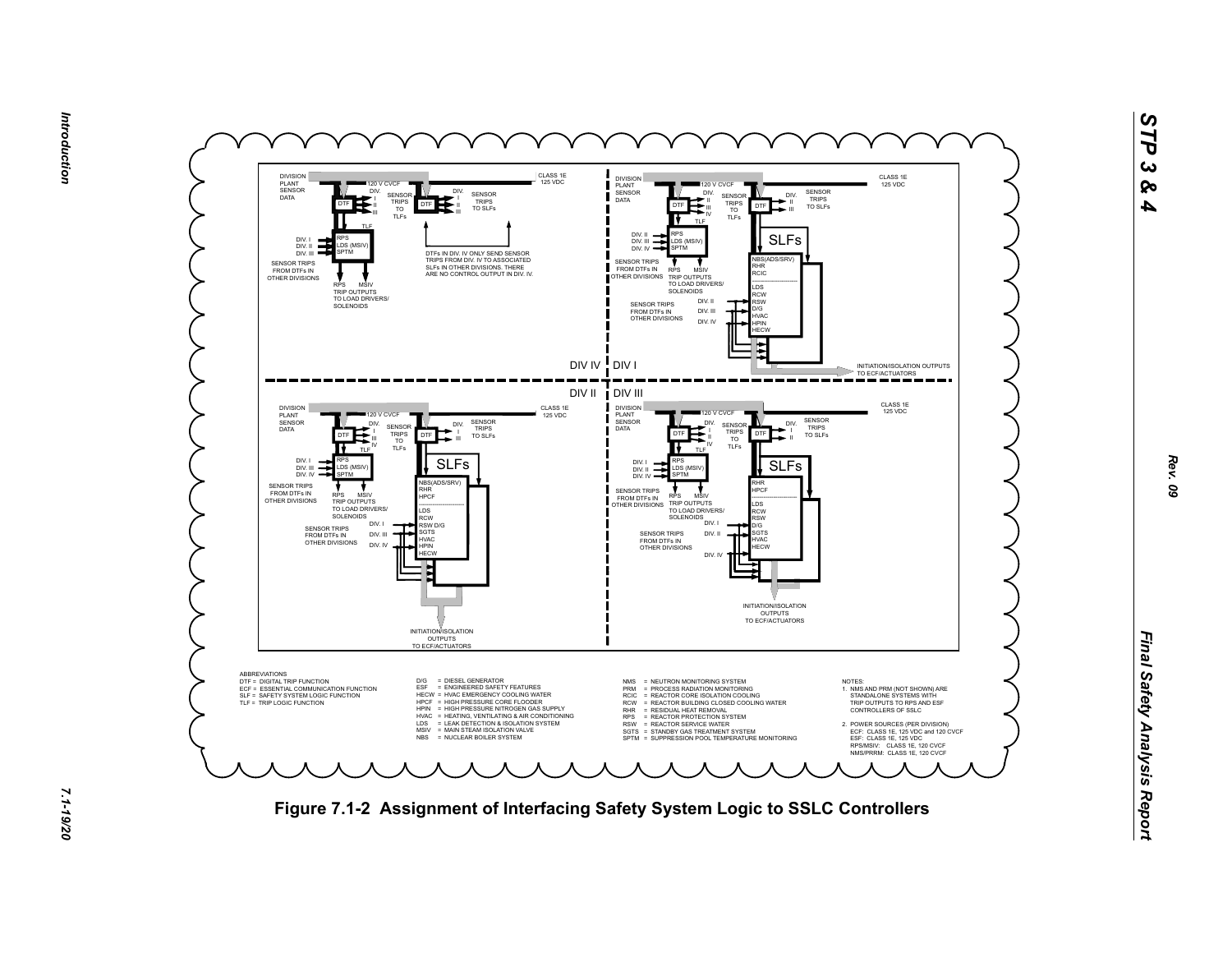DIV IV | DIV I

DIV II | DIV III

DIVISION PLANT SENSOR DATA

120 V CVCF

CLASS 1E 125 VDC

DTF

TLF

SENSOR TRIPS TO TLFs

SENSOR TRIPS TO SLFs

RPS LDS (MSIV) SPTM

SENSOR TRIPS FROM DTFs IN OTHER DIVISIONS

RPS MSIV TRIP OUTPUTS TO LOAD DRIVERS/ SOLENOIDS

DTFs IN DIV. IV ONLY SEND SENSOR TRIPS FROM DIV. IV TO ASSOCIATED SLFs IN OTHER DIVISIONS. THERE ARE NO CONTROL OUTPUT IN DIV. IV.

SLFs

NBS(ADS/SRV) RHR RCIC LDS RCW RSW D/G HVAC HPIN HECW

INITIATION/ISOLATION OUTPUTS TO ECF/ACTUATORS

NBS(ADS/SRV) RHR HPCF LDS RCW RSW D/G SGTS HVAC HPIN HECW

RHR HPCF LDS RCW RSW D/G SGTS HVAC HECW

ABBREVIATIONS
DTF = DIGITAL TRIP FUNCTION
ECF = ESSENTIAL COMMUNICATION FUNCTION
SLF = SAFETY SYSTEM LOGIC FUNCTION
TLF = TRIP LOGIC FUNCTION

D/G = DIESEL GENERATOR
ESF = ENGINEERED SAFETY FEATURES
HECW = HVAC EMERGENCY COOLING WATER
HPCF = HIGH PRESSURE CORE FLOODER
HPIN = HIGH PRESSURE NITROGEN GAS SUPPLY
HVAC = HEATING, VENTILATING & AIR CONDITIONING
LDS = LEAK DETECTION & ISOLATION SYSTEM
MSIV = MAIN STEAM ISOLATION VALVE
NBS = NUCLEAR BOILER SYSTEM

NMS = NEUTRON MONITORING SYSTEM
PRM = PROCESS RADIATION MONITORING
RCIC = REACTOR CORE ISOLATION COOLING
RCW = REACTOR BUILDING CLOSED COOLING WATER
RHR = RESIDUAL HEAT REMOVAL
RPS = REACTOR PROTECTION SYSTEM
RSW = REACTOR SERVICE WATER
SGTS = STANDBY GAS TREATMENT SYSTEM
SPTM = SUPPRESSION POOL TEMPERATURE MONITORING

NOTES:
1. NMS AND PRM (NOT SHOWN) ARE STANDALONE SYSTEMS WITH TRIP OUTPUTS TO RPS AND ESF CONTROLLERS OF SSLC
2. POWER SOURCES (PER DIVISION)
ECF: CLASS 1E, 125 VDC and 120 CVCF
ESF: CLASS 1E, 125 VDC
RPS/MSIV: CLASS 1E, 120 CVCF
NMS/PRRM: CLASS 1E, 120 CVCF

**Figure 7.1-2 Assignment of Interfacing Safety System Logic to SSLC Controllers**